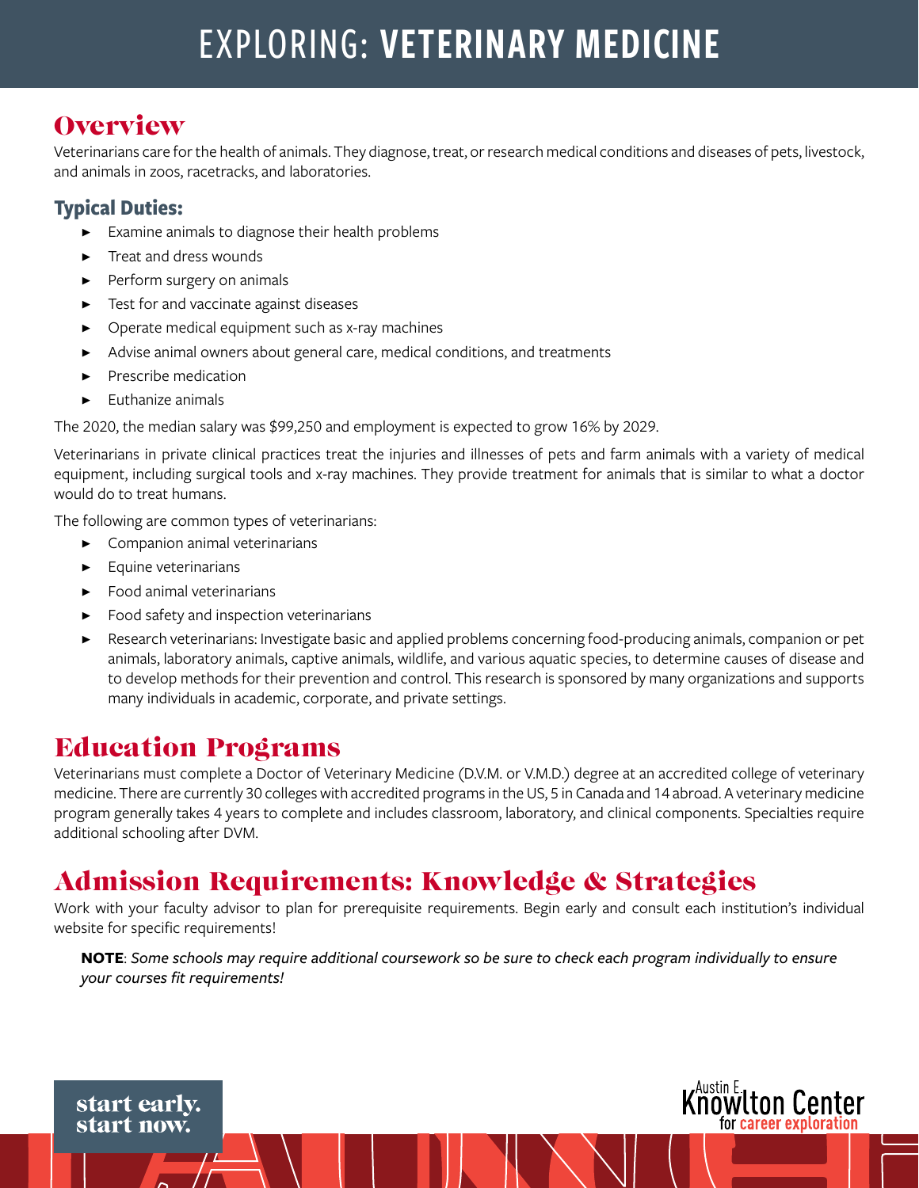# EXPLORING: VETERINARY MEDICINE

## Overview

Veterinarians care for the health of animals. They diagnose, treat, or research medical conditions and diseases of pets, livestock, and animals in zoos, racetracks, and laboratories.

### Typical Duties:

- Examine animals to diagnose their health problems
- Treat and dress wounds
- Perform surgery on animals
- Test for and vaccinate against diseases
- Operate medical equipment such as x-ray machines
- Advise animal owners about general care, medical conditions, and treatments
- Prescribe medication
- Euthanize animals

The 2020, the median salary was $99,250 and employment is expected to grow 16% by 2029.

Veterinarians in private clinical practices treat the injuries and illnesses of pets and farm animals with a variety of medical equipment, including surgical tools and x-ray machines. They provide treatment for animals that is similar to what a doctor would do to treat humans.

The following are common types of veterinarians:

- Companion animal veterinarians
- Equine veterinarians
- Food animal veterinarians
- Food safety and inspection veterinarians
- Research veterinarians: Investigate basic and applied problems concerning food-producing animals, companion or pet animals, laboratory animals, captive animals, wildlife, and various aquatic species, to determine causes of disease and to develop methods for their prevention and control. This research is sponsored by many organizations and supports many individuals in academic, corporate, and private settings.

## Education Programs

Veterinarians must complete a Doctor of Veterinary Medicine (D.V.M. or V.M.D.) degree at an accredited college of veterinary medicine. There are currently 30 colleges with accredited programs in the US, 5 in Canada and 14 abroad. A veterinary medicine program generally takes 4 years to complete and includes classroom, laboratory, and clinical components. Specialties require additional schooling after DVM.

## Admission Requirements: Knowledge & Strategies

Work with your faculty advisor to plan for prerequisite requirements. Begin early and consult each institution's individual website for specific requirements!

**NOTE**: *Some schools may require additional coursework so be sure to check each program individually to ensure your courses fit requirements!*

start early.
start now.

Austin E. Knowlton Center for career exploration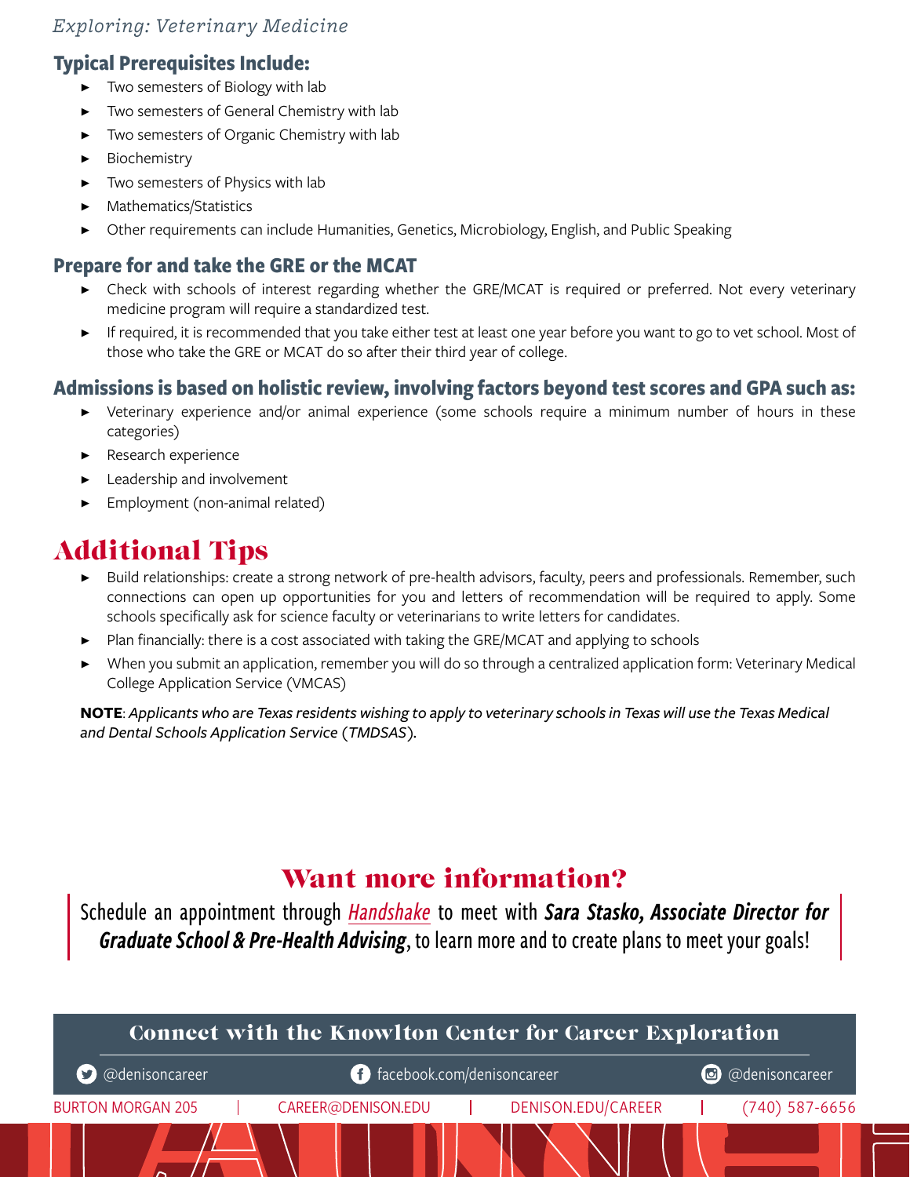*Exploring: Veterinary Medicine*

## Typical Prerequisites Include:

- Two semesters of Biology with lab
- Two semesters of General Chemistry with lab
- Two semesters of Organic Chemistry with lab
- Biochemistry
- Two semesters of Physics with lab
- Mathematics/Statistics
- Other requirements can include Humanities, Genetics, Microbiology, English, and Public Speaking

## Prepare for and take the GRE or the MCAT

- Check with schools of interest regarding whether the GRE/MCAT is required or preferred. Not every veterinary medicine program will require a standardized test.
- If required, it is recommended that you take either test at least one year before you want to go to vet school. Most of those who take the GRE or MCAT do so after their third year of college.

## Admissions is based on holistic review, involving factors beyond test scores and GPA such as:

- Veterinary experience and/or animal experience (some schools require a minimum number of hours in these categories)
- Research experience
- Leadership and involvement
- Employment (non-animal related)

# Additional Tips

- Build relationships: create a strong network of pre-health advisors, faculty, peers and professionals. Remember, such connections can open up opportunities for you and letters of recommendation will be required to apply. Some schools specifically ask for science faculty or veterinarians to write letters for candidates.
- Plan financially: there is a cost associated with taking the GRE/MCAT and applying to schools
- When you submit an application, remember you will do so through a centralized application form: Veterinary Medical College Application Service (VMCAS)

**NOTE**: *Applicants who are Texas residents wishing to apply to veterinary schools in Texas will use the Texas Medical and Dental Schools Application Service (TMDSAS).*

# Want more information?

Schedule an appointment through *Handshake* to meet with ***Sara Stasko, Associate Director for Graduate School & Pre-Health Advising***, to learn more and to create plans to meet your goals!

## Connect with the Knowlton Center for Career Exploration

@denisoncareer | facebook.com/denisoncareer | @denisoncareer

BURTON MORGAN 205 | CAREER@DENISON.EDU | DENISON.EDU/CAREER | (740) 587-6656